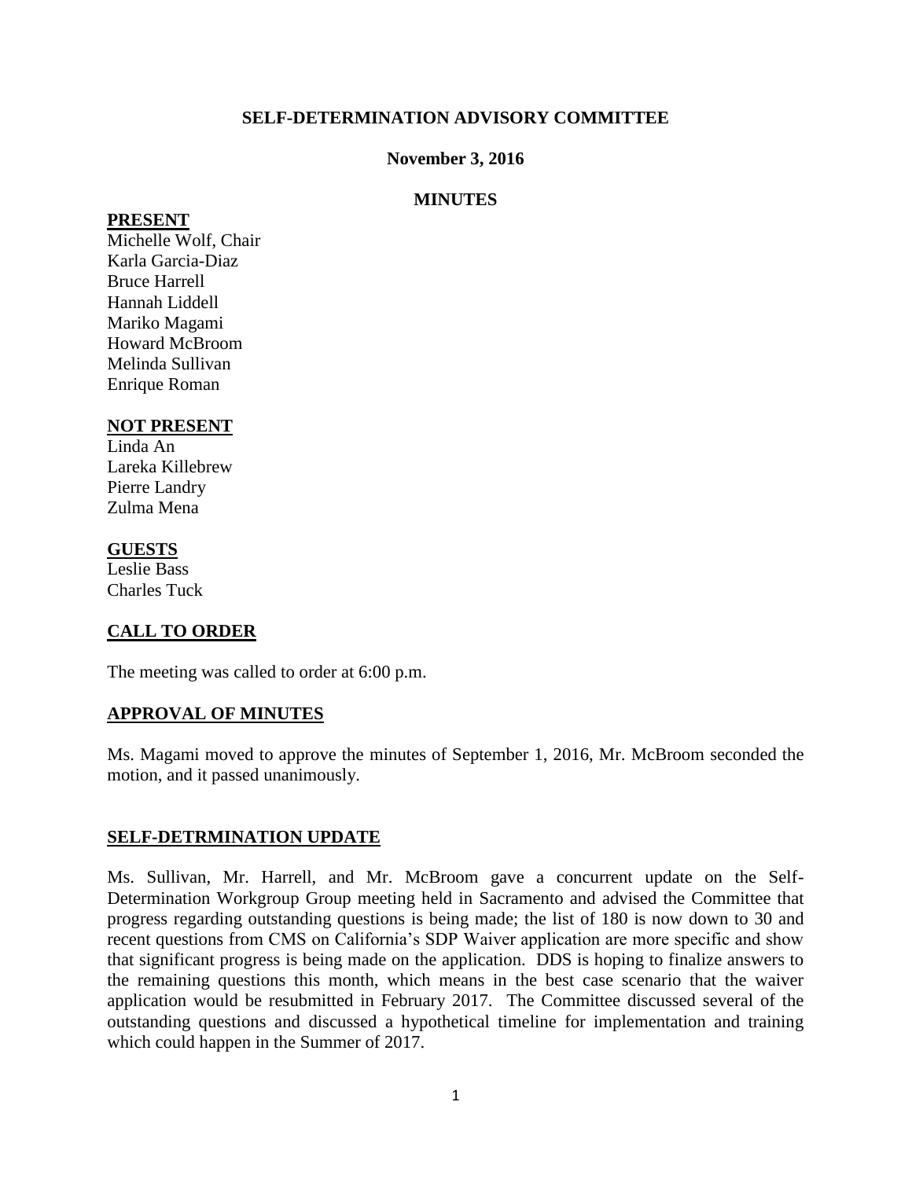**SELF-DETERMINATION ADVISORY COMMITTEE**

**November 3, 2016**

**MINUTES**

**PRESENT**

Michelle Wolf, Chair
Karla Garcia-Diaz
Bruce Harrell
Hannah Liddell
Mariko Magami
Howard McBroom
Melinda Sullivan
Enrique Roman

**NOT PRESENT**

Linda An
Lareka Killebrew
Pierre Landry
Zulma Mena

**GUESTS**

Leslie Bass
Charles Tuck

**CALL TO ORDER**

The meeting was called to order at 6:00 p.m.

**APPROVAL OF MINUTES**

Ms. Magami moved to approve the minutes of September 1, 2016, Mr. McBroom seconded the motion, and it passed unanimously.

**SELF-DETRMINATION UPDATE**

Ms. Sullivan, Mr. Harrell, and Mr. McBroom gave a concurrent update on the Self-Determination Workgroup Group meeting held in Sacramento and advised the Committee that progress regarding outstanding questions is being made; the list of 180 is now down to 30 and recent questions from CMS on California's SDP Waiver application are more specific and show that significant progress is being made on the application. DDS is hoping to finalize answers to the remaining questions this month, which means in the best case scenario that the waiver application would be resubmitted in February 2017. The Committee discussed several of the outstanding questions and discussed a hypothetical timeline for implementation and training which could happen in the Summer of 2017.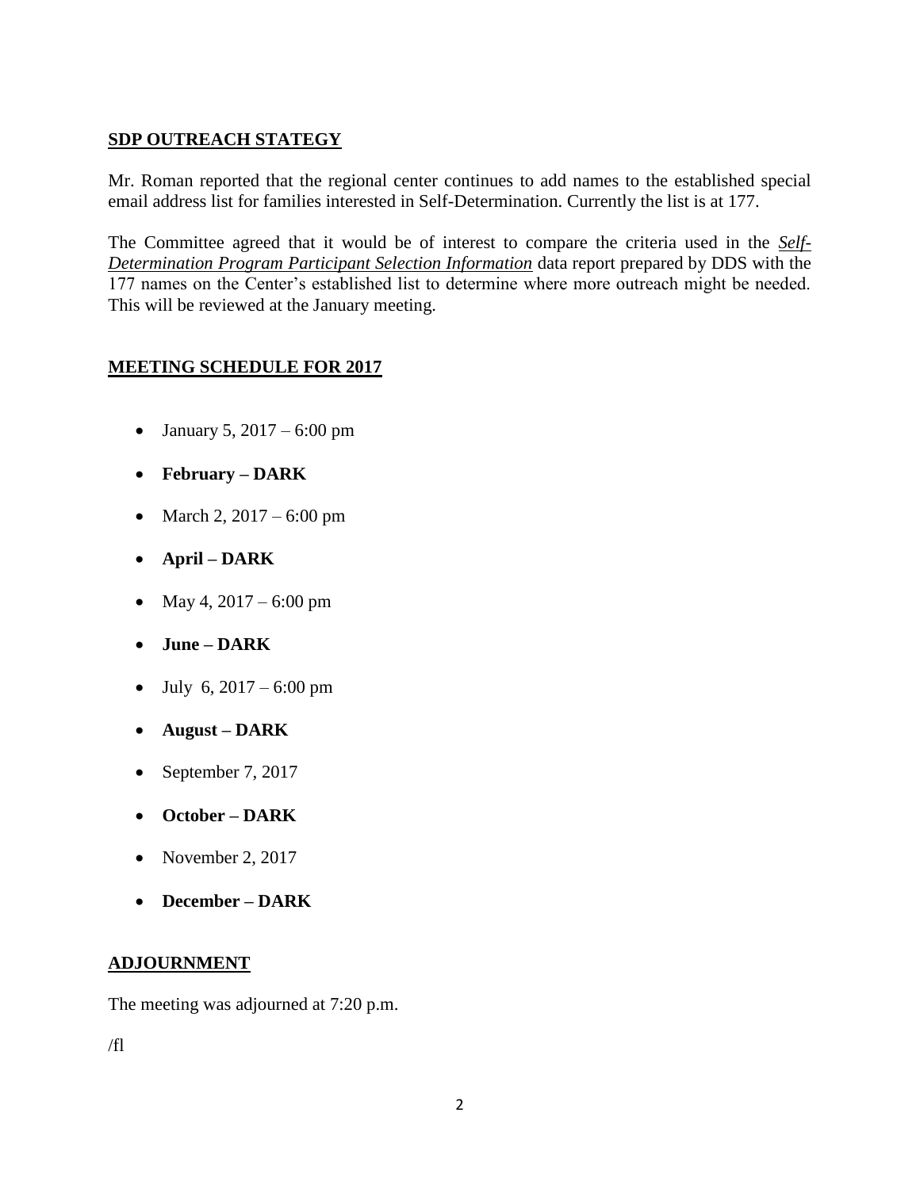## **SDP OUTREACH STATEGY**

Mr. Roman reported that the regional center continues to add names to the established special email address list for families interested in Self-Determination. Currently the list is at 177.

The Committee agreed that it would be of interest to compare the criteria used in the ***Self-Determination Program Participant Selection Information*** data report prepared by DDS with the 177 names on the Center's established list to determine where more outreach might be needed. This will be reviewed at the January meeting.

## **MEETING SCHEDULE FOR 2017**

- January 5, 2017 – 6:00 pm
- **February – DARK**
- March 2, 2017 – 6:00 pm
- **April – DARK**
- May 4, 2017 – 6:00 pm
- **June – DARK**
- July 6, 2017 – 6:00 pm
- **August – DARK**
- September 7, 2017
- **October – DARK**
- November 2, 2017
- **December – DARK**

## **ADJOURNMENT**

The meeting was adjourned at 7:20 p.m.

/fl